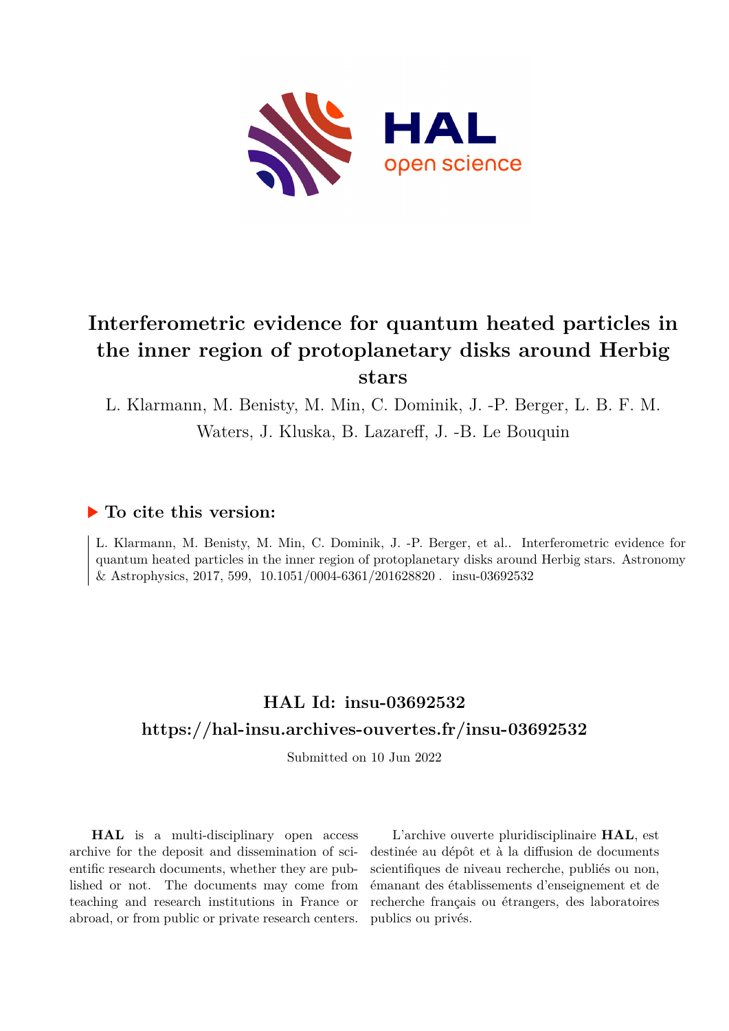# Interferometric evidence for quantum heated particles in the inner region of protoplanetary disks around Herbig stars

L. Klarmann, M. Benisty, M. Min, C. Dominik, J. -P. Berger, L. B. F. M. Waters, J. Kluska, B. Lazareff, J. -B. Le Bouquin

## ▶ To cite this version:

L. Klarmann, M. Benisty, M. Min, C. Dominik, J. -P. Berger, et al.. Interferometric evidence for quantum heated particles in the inner region of protoplanetary disks around Herbig stars. Astronomy & Astrophysics, 2017, 599, 10.1051/0004-6361/201628820 . insu-03692532

## HAL Id: insu-03692532

## https://hal-insu.archives-ouvertes.fr/insu-03692532

Submitted on 10 Jun 2022

**HAL** is a multi-disciplinary open access archive for the deposit and dissemination of scientific research documents, whether they are published or not. The documents may come from teaching and research institutions in France or abroad, or from public or private research centers.

L'archive ouverte pluridisciplinaire **HAL**, est destinée au dépôt et à la diffusion de documents scientifiques de niveau recherche, publiés ou non, émanant des établissements d'enseignement et de recherche français ou étrangers, des laboratoires publics ou privés.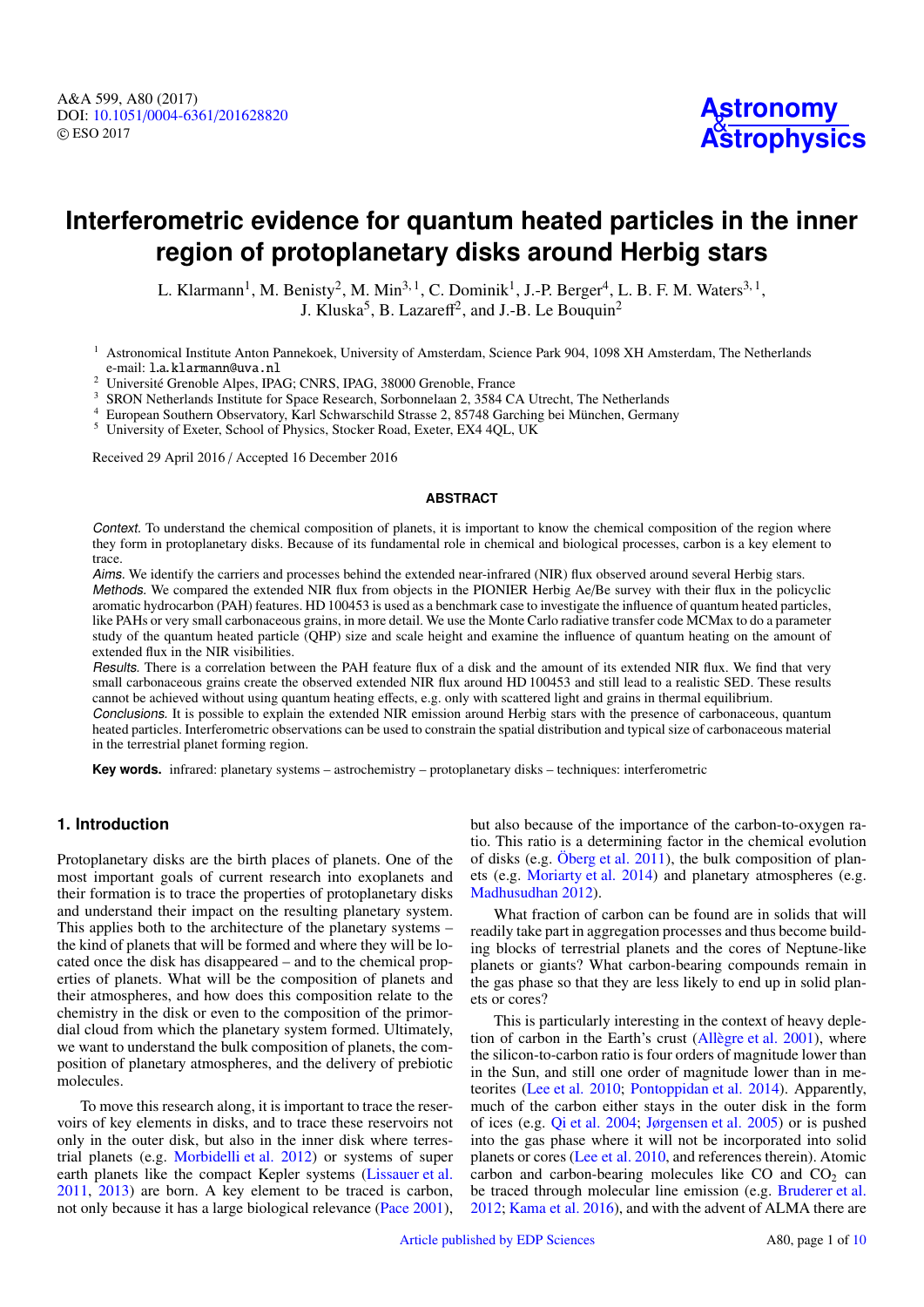# Interferometric evidence for quantum heated particles in the inner region of protoplanetary disks around Herbig stars

L. Klarmann[1], M. Benisty[2], M. Min[3,1], C. Dominik[1], J.-P. Berger[4], L. B. F. M. Waters[3,1], J. Kluska[5], B. Lazareff[2], and J.-B. Le Bouquin[2]

[1] Astronomical Institute Anton Pannekoek, University of Amsterdam, Science Park 904, 1098 XH Amsterdam, The Netherlands
e-mail: l.a.klarmann@uva.nl

[2] Université Grenoble Alpes, IPAG; CNRS, IPAG, 38000 Grenoble, France

[3] SRON Netherlands Institute for Space Research, Sorbonnelaan 2, 3584 CA Utrecht, The Netherlands

[4] European Southern Observatory, Karl Schwarzschild Strasse 2, 85748 Garching bei München, Germany

[5] University of Exeter, School of Physics, Stocker Road, Exeter, EX4 4QL, UK

Received 29 April 2016 / Accepted 16 December 2016

## ABSTRACT

*Context.* To understand the chemical composition of planets, it is important to know the chemical composition of the region where they form in protoplanetary disks. Because of its fundamental role in chemical and biological processes, carbon is a key element to trace.

*Aims.* We identify the carriers and processes behind the extended near-infrared (NIR) flux observed around several Herbig stars.

*Methods.* We compared the extended NIR flux from objects in the PIONIER Herbig Ae/Be survey with their flux in the polycyclic aromatic hydrocarbon (PAH) features. HD 100453 is used as a benchmark case to investigate the influence of quantum heated particles, like PAHs or very small carbonaceous grains, in more detail. We use the Monte Carlo radiative transfer code MCMax to do a parameter study of the quantum heated particle (QHP) size and scale height and examine the influence of quantum heating on the amount of extended flux in the NIR visibilities.

*Results.* There is a correlation between the PAH feature flux of a disk and the amount of its extended NIR flux. We find that very small carbonaceous grains create the observed extended NIR flux around HD 100453 and still lead to a realistic SED. These results cannot be achieved without using quantum heating effects, e.g. only with scattered light and grains in thermal equilibrium.

*Conclusions.* It is possible to explain the extended NIR emission around Herbig stars with the presence of carbonaceous, quantum heated particles. Interferometric observations can be used to constrain the spatial distribution and typical size of carbonaceous material in the terrestrial planet forming region.

**Key words.** infrared: planetary systems – astrochemistry – protoplanetary disks – techniques: interferometric

## 1. Introduction

Protoplanetary disks are the birth places of planets. One of the most important goals of current research into exoplanets and their formation is to trace the properties of protoplanetary disks and understand their impact on the resulting planetary system. This applies both to the architecture of the planetary systems – the kind of planets that will be formed and where they will be located once the disk has disappeared – and to the chemical properties of planets. What will be the composition of planets and their atmospheres, and how does this composition relate to the chemistry in the disk or even to the composition of the primordial cloud from which the planetary system formed. Ultimately, we want to understand the bulk composition of planets, the composition of planetary atmospheres, and the delivery of prebiotic molecules.

To move this research along, it is important to trace the reservoirs of key elements in disks, and to trace these reservoirs not only in the outer disk, but also in the inner disk where terrestrial planets (e.g. Morbidelli et al. 2012) or systems of super earth planets like the compact Kepler systems (Lissauer et al. 2011, 2013) are born. A key element to be traced is carbon, not only because it has a large biological relevance (Pace 2001), but also because of the importance of the carbon-to-oxygen ratio. This ratio is a determining factor in the chemical evolution of disks (e.g. Öberg et al. 2011), the bulk composition of planets (e.g. Moriarty et al. 2014) and planetary atmospheres (e.g. Madhusudhan 2012).

What fraction of carbon can be found are in solids that will readily take part in aggregation processes and thus become building blocks of terrestrial planets and the cores of Neptune-like planets or giants? What carbon-bearing compounds remain in the gas phase so that they are less likely to end up in solid planets or cores?

This is particularly interesting in the context of heavy depletion of carbon in the Earth's crust (Allègre et al. 2001), where the silicon-to-carbon ratio is four orders of magnitude lower than in the Sun, and still one order of magnitude lower than in meteorites (Lee et al. 2010; Pontoppidan et al. 2014). Apparently, much of the carbon either stays in the outer disk in the form of ices (e.g. Qi et al. 2004; Jørgensen et al. 2005) or is pushed into the gas phase where it will not be incorporated into solid planets or cores (Lee et al. 2010, and references therein). Atomic carbon and carbon-bearing molecules like CO and $CO_2$ can be traced through molecular line emission (e.g. Bruderer et al. 2012; Kama et al. 2016), and with the advent of ALMA there are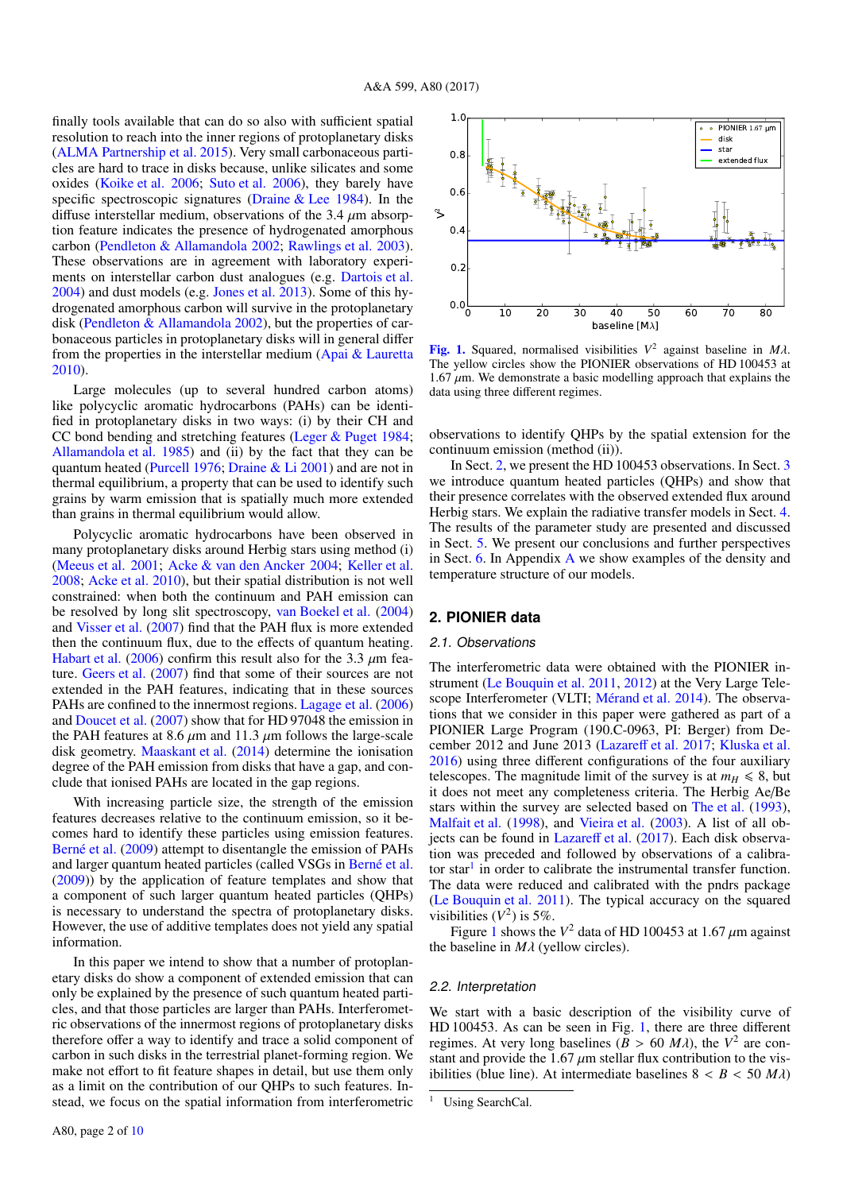finally tools available that can do so also with sufficient spatial resolution to reach into the inner regions of protoplanetary disks (ALMA Partnership et al. 2015). Very small carbonaceous particles are hard to trace in disks because, unlike silicates and some oxides (Koike et al. 2006; Suto et al. 2006), they barely have specific spectroscopic signatures (Draine & Lee 1984). In the diffuse interstellar medium, observations of the 3.4 $\mu$m absorption feature indicates the presence of hydrogenated amorphous carbon (Pendleton & Allamandola 2002; Rawlings et al. 2003). These observations are in agreement with laboratory experiments on interstellar carbon dust analogues (e.g. Dartois et al. 2004) and dust models (e.g. Jones et al. 2013). Some of this hydrogenated amorphous carbon will survive in the protoplanetary disk (Pendleton & Allamandola 2002), but the properties of carbonaceous particles in protoplanetary disks will in general differ from the properties in the interstellar medium (Apai & Lauretta 2010).

Large molecules (up to several hundred carbon atoms) like polycyclic aromatic hydrocarbons (PAHs) can be identified in protoplanetary disks in two ways: (i) by their CH and CC bond bending and stretching features (Leger & Puget 1984; Allamandola et al. 1985) and (ii) by the fact that they can be quantum heated (Purcell 1976; Draine & Li 2001) and are not in thermal equilibrium, a property that can be used to identify such grains by warm emission that is spatially much more extended than grains in thermal equilibrium would allow.

Polycyclic aromatic hydrocarbons have been observed in many protoplanetary disks around Herbig stars using method (i) (Meeus et al. 2001; Acke & van den Ancker 2004; Keller et al. 2008; Acke et al. 2010), but their spatial distribution is not well constrained: when both the continuum and PAH emission can be resolved by long slit spectroscopy, van Boekel et al. (2004) and Visser et al. (2007) find that the PAH flux is more extended then the continuum flux, due to the effects of quantum heating. Habart et al. (2006) confirm this result also for the 3.3 $\mu$m feature. Geers et al. (2007) find that some of their sources are not extended in the PAH features, indicating that in these sources PAHs are confined to the innermost regions. Lagage et al. (2006) and Doucet et al. (2007) show that for HD 97048 the emission in the PAH features at 8.6 $\mu$m and 11.3 $\mu$m follows the large-scale disk geometry. Maaskant et al. (2014) determine the ionisation degree of the PAH emission from disks that have a gap, and conclude that ionised PAHs are located in the gap regions.

With increasing particle size, the strength of the emission features decreases relative to the continuum emission, so it becomes hard to identify these particles using emission features. Berné et al. (2009) attempt to disentangle the emission of PAHs and larger quantum heated particles (called VSGs in Berné et al. (2009)) by the application of feature templates and show that a component of such larger quantum heated particles (QHPs) is necessary to understand the spectra of protoplanetary disks. However, the use of additive templates does not yield any spatial information.

In this paper we intend to show that a number of protoplanetary disks do show a component of extended emission that can only be explained by the presence of such quantum heated particles, and that those particles are larger than PAHs. Interferometric observations of the innermost regions of protoplanetary disks therefore offer a way to identify and trace a solid component of carbon in such disks in the terrestrial planet-forming region. We make not effort to fit feature shapes in detail, but use them only as a limit on the contribution of our QHPs to such features. Instead, we focus on the spatial information from interferometric observations to identify QHPs by the spatial extension for the continuum emission (method (ii)).

In Sect. 2, we present the HD 100453 observations. In Sect. 3 we introduce quantum heated particles (QHPs) and show that their presence correlates with the observed extended flux around Herbig stars. We explain the radiative transfer models in Sect. 4. The results of the parameter study are presented and discussed in Sect. 5. We present our conclusions and further perspectives in Sect. 6. In Appendix A we show examples of the density and temperature structure of our models.

Fig. 1. Squared, normalised visibilities $V^2$ against baseline in $M\lambda$. The yellow circles show the PIONIER observations of HD 100453 at 1.67 $\mu$m. We demonstrate a basic modelling approach that explains the data using three different regimes.

## 2. PIONIER data

### 2.1. Observations

The interferometric data were obtained with the PIONIER instrument (Le Bouquin et al. 2011, 2012) at the Very Large Telescope Interferometer (VLTI; Mérand et al. 2014). The observations that we consider in this paper were gathered as part of a PIONIER Large Program (190.C-0963, PI: Berger) from December 2012 and June 2013 (Lazareff et al. 2017; Kluska et al. 2016) using three different configurations of the four auxiliary telescopes. The magnitude limit of the survey is at $m_H \leqslant 8$, but it does not meet any completeness criteria. The Herbig Ae/Be stars within the survey are selected based on The et al. (1993), Malfait et al. (1998), and Vieira et al. (2003). A list of all objects can be found in Lazareff et al. (2017). Each disk observation was preceded and followed by observations of a calibrator star[1] in order to calibrate the instrumental transfer function. The data were reduced and calibrated with the pndrs package (Le Bouquin et al. 2011). The typical accuracy on the squared visibilities ($V^2$) is 5%.

Figure 1 shows the $V^2$ data of HD 100453 at 1.67 $\mu$m against the baseline in $M\lambda$ (yellow circles).

### 2.2. Interpretation

We start with a basic description of the visibility curve of HD 100453. As can be seen in Fig. 1, there are three different regimes. At very long baselines ($B > 60$ $M\lambda$), the $V^2$ are constant and provide the 1.67 $\mu$m stellar flux contribution to the visibilities (blue line). At intermediate baselines $8 < B < 50$ $M\lambda$)

[1] Using SearchCal.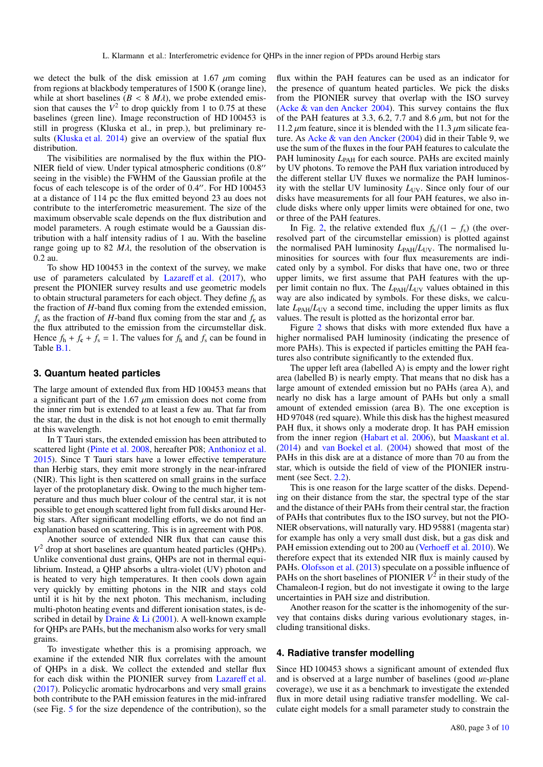we detect the bulk of the disk emission at 1.67 $\mu$m coming from regions at blackbody temperatures of 1500 K (orange line), while at short baselines ($B < 8\ M\lambda$), we probe extended emission that causes the $V^2$ to drop quickly from 1 to 0.75 at these baselines (green line). Image reconstruction of HD 100453 is still in progress (Kluska et al., in prep.), but preliminary results (Kluska et al. 2014) give an overview of the spatial flux distribution.

The visibilities are normalised by the flux within the PIONIER field of view. Under typical atmospheric conditions (0.8″ seeing in the visible) the FWHM of the Gaussian profile at the focus of each telescope is of the order of 0.4″. For HD 100453 at a distance of 114 pc the flux emitted beyond 23 au does not contribute to the interferometric measurement. The size of the maximum observable scale depends on the flux distribution and model parameters. A rough estimate would be a Gaussian distribution with a half intensity radius of 1 au. With the baseline range going up to 82 $M\lambda$, the resolution of the observation is 0.2 au.

To show HD 100453 in the context of the survey, we make use of parameters calculated by Lazareff et al. (2017), who present the PIONIER survey results and use geometric models to obtain structural parameters for each object. They define $f_\mathrm{h}$ as the fraction of $H$-band flux coming from the extended emission, $f_\mathrm{s}$ as the fraction of $H$-band flux coming from the star and $f_\mathrm{c}$ as the flux attributed to the emission from the circumstellar disk. Hence $f_\mathrm{h} + f_\mathrm{c} + f_\mathrm{s} = 1$. The values for $f_\mathrm{h}$ and $f_\mathrm{s}$ can be found in Table B.1.

## 3. Quantum heated particles

The large amount of extended flux from HD 100453 means that a significant part of the 1.67 $\mu$m emission does not come from the inner rim but is extended to at least a few au. That far from the star, the dust in the disk is not hot enough to emit thermally at this wavelength.

In T Tauri stars, the extended emission has been attributed to scattered light (Pinte et al. 2008, hereafter P08; Anthonioz et al. 2015). Since T Tauri stars have a lower effective temperature than Herbig stars, they emit more strongly in the near-infrared (NIR). This light is then scattered on small grains in the surface layer of the protoplanetary disk. Owing to the much higher temperature and thus much bluer colour of the central star, it is not possible to get enough scattered light from full disks around Herbig stars. After significant modelling efforts, we do not find an explanation based on scattering. This is in agreement with P08.

Another source of extended NIR flux that can cause this $V^2$ drop at short baselines are quantum heated particles (QHPs). Unlike conventional dust grains, QHPs are not in thermal equilibrium. Instead, a QHP absorbs a ultra-violet (UV) photon and is heated to very high temperatures. It then cools down again very quickly by emitting photons in the NIR and stays cold until it is hit by the next photon. This mechanism, including multi-photon heating events and different ionisation states, is described in detail by Draine & Li (2001). A well-known example for QHPs are PAHs, but the mechanism also works for very small grains.

To investigate whether this is a promising approach, we examine if the extended NIR flux correlates with the amount of QHPs in a disk. We collect the extended and stellar flux for each disk within the PIONIER survey from Lazareff et al. (2017). Policyclic aromatic hydrocarbons and very small grains both contribute to the PAH emission features in the mid-infrared (see Fig. 5 for the size dependence of the contribution), so the flux within the PAH features can be used as an indicator for the presence of quantum heated particles. We pick the disks from the PIONIER survey that overlap with the ISO survey (Acke & van den Ancker 2004). This survey contains the flux of the PAH features at 3.3, 6.2, 7.7 and 8.6 $\mu$m, but not for the 11.2 $\mu$m feature, since it is blended with the 11.3 $\mu$m silicate feature. As Acke & van den Ancker (2004) did in their Table 9, we use the sum of the fluxes in the four PAH features to calculate the PAH luminosity $L_\mathrm{PAH}$ for each source. PAHs are excited mainly by UV photons. To remove the PAH flux variation introduced by the different stellar UV fluxes we normalize the PAH luminosity with the stellar UV luminosity $L_\mathrm{UV}$. Since only four of our disks have measurements for all four PAH features, we also include disks where only upper limits were obtained for one, two or three of the PAH features.

In Fig. 2, the relative extended flux $f_\mathrm{h}/(1 - f_\mathrm{s})$ (the over-resolved part of the circumstellar emission) is plotted against the normalised PAH luminosity $L_\mathrm{PAH}/L_\mathrm{UV}$. The normalised luminosities for sources with four flux measurements are indicated only by a symbol. For disks that have one, two or three upper limits, we first assume that PAH features with the upper limit contain no flux. The $L_\mathrm{PAH}/L_\mathrm{UV}$ values obtained in this way are also indicated by symbols. For these disks, we calculate $L_\mathrm{PAH}/L_\mathrm{UV}$ a second time, including the upper limits as flux values. The result is plotted as the horizontal error bar.

Figure 2 shows that disks with more extended flux have a higher normalised PAH luminosity (indicating the presence of more PAHs). This is expected if particles emitting the PAH features also contribute significantly to the extended flux.

The upper left area (labelled A) is empty and the lower right area (labelled B) is nearly empty. That means that no disk has a large amount of extended emission but no PAHs (area A), and nearly no disk has a large amount of PAHs but only a small amount of extended emission (area B). The one exception is HD 97048 (red square). While this disk has the highest measured PAH flux, it shows only a moderate drop. It has PAH emission from the inner region (Habart et al. 2006), but Maaskant et al. (2014) and van Boekel et al. (2004) showed that most of the PAHs in this disk are at a distance of more than 70 au from the star, which is outside the field of view of the PIONIER instrument (see Sect. 2.2).

This is one reason for the large scatter of the disks. Depending on their distance from the star, the spectral type of the star and the distance of their PAHs from their central star, the fraction of PAHs that contributes flux to the ISO survey, but not the PIONIER observations, will naturally vary. HD 95881 (magenta star) for example has only a very small dust disk, but a gas disk and PAH emission extending out to 200 au (Verhoeff et al. 2010). We therefore expect that its extended NIR flux is mainly caused by PAHs. Olofsson et al. (2013) speculate on a possible influence of PAHs on the short baselines of PIONIER $V^2$ in their study of the Chamaleon-I region, but do not investigate it owing to the large uncertainties in PAH size and distribution.

Another reason for the scatter is the inhomogenity of the survey that contains disks during various evolutionary stages, including transitional disks.

## 4. Radiative transfer modelling

Since HD 100453 shows a significant amount of extended flux and is observed at a large number of baselines (good $uv$-plane coverage), we use it as a benchmark to investigate the extended flux in more detail using radiative transfer modelling. We calculate eight models for a small parameter study to constrain the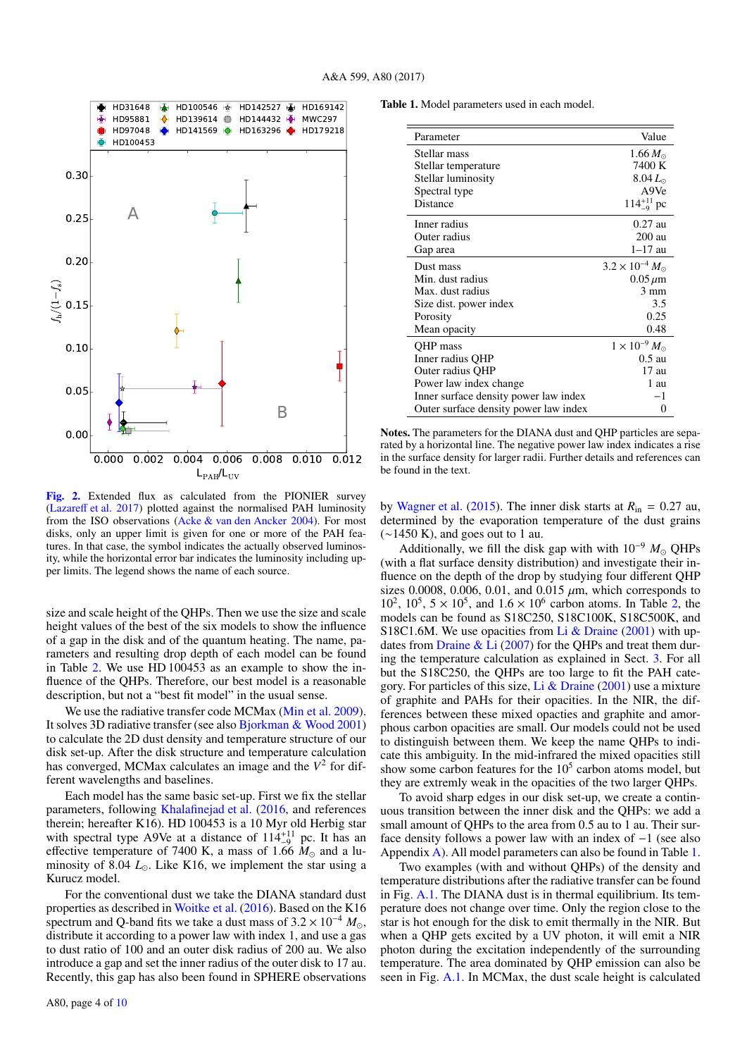**Fig. 2.** Extended flux as calculated from the PIONIER survey (Lazareff et al. 2017) plotted against the normalised PAH luminosity from the ISO observations (Acke & van den Ancker 2004). For most disks, only an upper limit is given for one or more of the PAH features. In that case, the symbol indicates the actually observed luminosity, while the horizontal error bar indicates the luminosity including upper limits. The legend shows the name of each source.

size and scale height of the QHPs. Then we use the size and scale height values of the best of the six models to show the influence of a gap in the disk and of the quantum heating. The name, parameters and resulting drop depth of each model can be found in Table 2. We use HD 100453 as an example to show the influence of the QHPs. Therefore, our best model is a reasonable description, but not a "best fit model" in the usual sense.

We use the radiative transfer code MCMax (Min et al. 2009). It solves 3D radiative transfer (see also Bjorkman & Wood 2001) to calculate the 2D dust density and temperature structure of our disk set-up. After the disk structure and temperature calculation has converged, MCMax calculates an image and the $V^2$ for different wavelengths and baselines.

Each model has the same basic set-up. First we fix the stellar parameters, following Khalafinejad et al. (2016, and references therein; hereafter K16). HD 100453 is a 10 Myr old Herbig star with spectral type A9Ve at a distance of $114^{+11}_{-9}$ pc. It has an effective temperature of 7400 K, a mass of 1.66 $M_{\odot}$ and a luminosity of 8.04 $L_{\odot}$. Like K16, we implement the star using a Kurucz model.

For the conventional dust we take the DIANA standard dust properties as described in Woitke et al. (2016). Based on the K16 spectrum and Q-band fits we take a dust mass of $3.2 \times 10^{-4}$ $M_{\odot}$, distribute it according to a power law with index 1, and use a gas to dust ratio of 100 and an outer disk radius of 200 au. We also introduce a gap and set the inner radius of the outer disk to 17 au. Recently, this gap has also been found in SPHERE observations by Wagner et al. (2015). The inner disk starts at $R_{\text{in}} = 0.27$ au, determined by the evaporation temperature of the dust grains (~1450 K), and goes out to 1 au.

**Table 1.** Model parameters used in each model.

| Parameter | Value |
|---|---|
| Stellar mass | 1.66 $M_{\odot}$ |
| Stellar temperature | 7400 K |
| Stellar luminosity | 8.04 $L_{\odot}$ |
| Spectral type | A9Ve |
| Distance | $114^{+11}_{-9}$ pc |
| Inner radius | 0.27 au |
| Outer radius | 200 au |
| Gap area | 1–17 au |
| Dust mass | $3.2 \times 10^{-4}$ $M_{\odot}$ |
| Min. dust radius | 0.05 $\mu$m |
| Max. dust radius | 3 mm |
| Size dist. power index | 3.5 |
| Porosity | 0.25 |
| Mean opacity | 0.48 |
| QHP mass | $1 \times 10^{-9}$ $M_{\odot}$ |
| Inner radius QHP | 0.5 au |
| Outer radius QHP | 17 au |
| Power law index change | 1 au |
| Inner surface density power law index | −1 |
| Outer surface density power law index | 0 |

**Notes.** The parameters for the DIANA dust and QHP particles are separated by a horizontal line. The negative power law index indicates a rise in the surface density for larger radii. Further details and references can be found in the text.

Additionally, we fill the disk gap with with $10^{-9}$ $M_{\odot}$ QHPs (with a flat surface density distribution) and investigate their influence on the depth of the drop by studying four different QHP sizes 0.0008, 0.006, 0.01, and 0.015 $\mu$m, which corresponds to $10^2$, $10^5$, $5 \times 10^5$, and $1.6 \times 10^6$ carbon atoms. In Table 2, the models can be found as S18C250, S18C100K, S18C500K, and S18C1.6M. We use opacities from Li & Draine (2001) with updates from Draine & Li (2007) for the QHPs and treat them during the temperature calculation as explained in Sect. 3. For all but the S18C250, the QHPs are too large to fit the PAH category. For particles of this size, Li & Draine (2001) use a mixture of graphite and PAHs for their opacities. In the NIR, the differences between these mixed opacities and graphite and amorphous carbon opacities are small. Our models could not be used to distinguish between them. We keep the name QHPs to indicate this ambiguity. In the mid-infrared the mixed opacities still show some carbon features for the $10^5$ carbon atoms model, but they are extremly weak in the opacities of the two larger QHPs.

To avoid sharp edges in our disk set-up, we create a continuous transition between the inner disk and the QHPs: we add a small amount of QHPs to the area from 0.5 au to 1 au. Their surface density follows a power law with an index of −1 (see also Appendix A). All model parameters can also be found in Table 1.

Two examples (with and without QHPs) of the density and temperature distributions after the radiative transfer can be found in Fig. A.1. The DIANA dust is in thermal equilibrium. Its temperature does not change over time. Only the region close to the star is hot enough for the disk to emit thermally in the NIR. But when a QHP gets excited by a UV photon, it will emit a NIR photon during the excitation independently of the surrounding temperature. The area dominated by QHP emission can also be seen in Fig. A.1. In MCMax, the dust scale height is calculated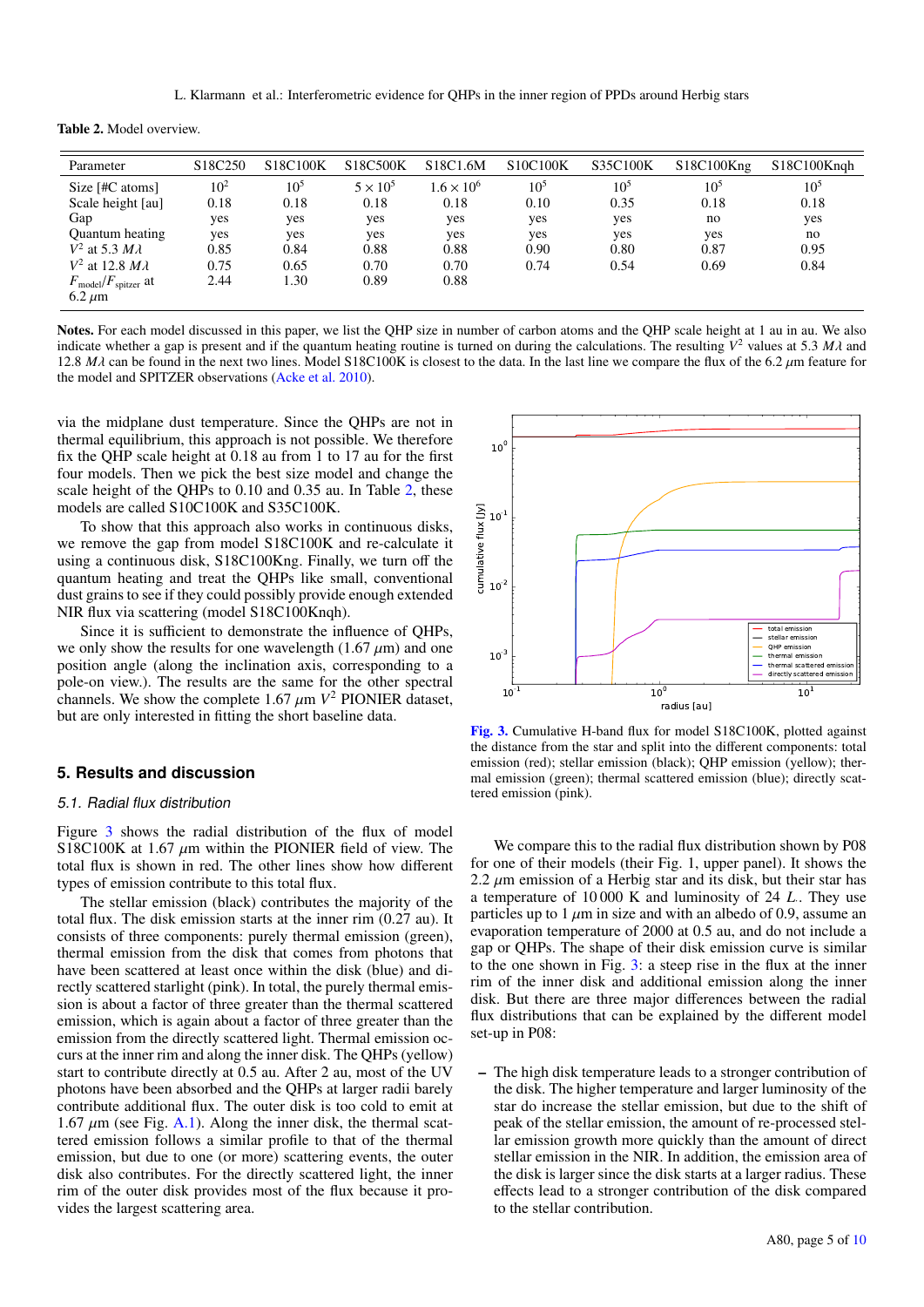**Table 2.** Model overview.

| Parameter | S18C250 | S18C100K | S18C500K | S18C1.6M | S10C100K | S35C100K | S18C100Kng | S18C100Knqh |
|---|---|---|---|---|---|---|---|---|
| Size [#C atoms] | $10^2$ | $10^5$ | $5 \times 10^5$ | $1.6 \times 10^6$ | $10^5$ | $10^5$ | $10^5$ | $10^5$ |
| Scale height [au] | 0.18 | 0.18 | 0.18 | 0.18 | 0.10 | 0.35 | 0.18 | 0.18 |
| Gap | yes | yes | yes | yes | yes | yes | no | yes |
| Quantum heating | yes | yes | yes | yes | yes | yes | yes | no |
| $V^2$ at 5.3 $M\lambda$ | 0.85 | 0.84 | 0.88 | 0.88 | 0.90 | 0.80 | 0.87 | 0.95 |
| $V^2$ at 12.8 $M\lambda$ | 0.75 | 0.65 | 0.70 | 0.70 | 0.74 | 0.54 | 0.69 | 0.84 |
| $F_{\rm model}/F_{\rm spitzer}$ at 6.2 $\mu$m | 2.44 | 1.30 | 0.89 | 0.88 | | | | |

**Notes.** For each model discussed in this paper, we list the QHP size in number of carbon atoms and the QHP scale height at 1 au in au. We also indicate whether a gap is present and if the quantum heating routine is turned on during the calculations. The resulting $V^2$ values at 5.3 $M\lambda$ and 12.8 $M\lambda$ can be found in the next two lines. Model S18C100K is closest to the data. In the last line we compare the flux of the 6.2 $\mu$m feature for the model and SPITZER observations (Acke et al. 2010).

via the midplane dust temperature. Since the QHPs are not in thermal equilibrium, this approach is not possible. We therefore fix the QHP scale height at 0.18 au from 1 to 17 au for the first four models. Then we pick the best size model and change the scale height of the QHPs to 0.10 and 0.35 au. In Table 2, these models are called S10C100K and S35C100K.

To show that this approach also works in continuous disks, we remove the gap from model S18C100K and re-calculate it using a continuous disk, S18C100Kng. Finally, we turn off the quantum heating and treat the QHPs like small, conventional dust grains to see if they could possibly provide enough extended NIR flux via scattering (model S18C100Knqh).

Since it is sufficient to demonstrate the influence of QHPs, we only show the results for one wavelength (1.67 $\mu$m) and one position angle (along the inclination axis, corresponding to a pole-on view.). The results are the same for the other spectral channels. We show the complete 1.67 $\mu$m $V^2$ PIONIER dataset, but are only interested in fitting the short baseline data.

## 5. Results and discussion

### 5.1. Radial flux distribution

Figure 3 shows the radial distribution of the flux of model S18C100K at 1.67 $\mu$m within the PIONIER field of view. The total flux is shown in red. The other lines show how different types of emission contribute to this total flux.

The stellar emission (black) contributes the majority of the total flux. The disk emission starts at the inner rim (0.27 au). It consists of three components: purely thermal emission (green), thermal emission from the disk that comes from photons that have been scattered at least once within the disk (blue) and directly scattered starlight (pink). In total, the purely thermal emission is about a factor of three greater than the thermal scattered emission, which is again about a factor of three greater than the emission from the directly scattered light. Thermal emission occurs at the inner rim and along the inner disk. The QHPs (yellow) start to contribute directly at 0.5 au. After 2 au, most of the UV photons have been absorbed and the QHPs at larger radii barely contribute additional flux. The outer disk is too cold to emit at 1.67 $\mu$m (see Fig. A.1). Along the inner disk, the thermal scattered emission follows a similar profile to that of the thermal emission, but due to one (or more) scattering events, the outer disk also contributes. For the directly scattered light, the inner rim of the outer disk provides most of the flux because it provides the largest scattering area.

**Fig. 3.** Cumulative H-band flux for model S18C100K, plotted against the distance from the star and split into the different components: total emission (red); stellar emission (black); QHP emission (yellow); thermal emission (green); thermal scattered emission (blue); directly scattered emission (pink).

We compare this to the radial flux distribution shown by P08 for one of their models (their Fig. 1, upper panel). It shows the 2.2 $\mu$m emission of a Herbig star and its disk, but their star has a temperature of 10 000 K and luminosity of 24 $L$. They use particles up to 1 $\mu$m in size and with an albedo of 0.9, assume an evaporation temperature of 2000 at 0.5 au, and do not include a gap or QHPs. The shape of their disk emission curve is similar to the one shown in Fig. 3: a steep rise in the flux at the inner rim of the inner disk and additional emission along the inner disk. But there are three major differences between the radial flux distributions that can be explained by the different model set-up in P08:

- The high disk temperature leads to a stronger contribution of the disk. The higher temperature and larger luminosity of the star do increase the stellar emission, but due to the shift of peak of the stellar emission, the amount of re-processed stellar emission growth more quickly than the amount of direct stellar emission in the NIR. In addition, the emission area of the disk is larger since the disk starts at a larger radius. These effects lead to a stronger contribution of the disk compared to the stellar contribution.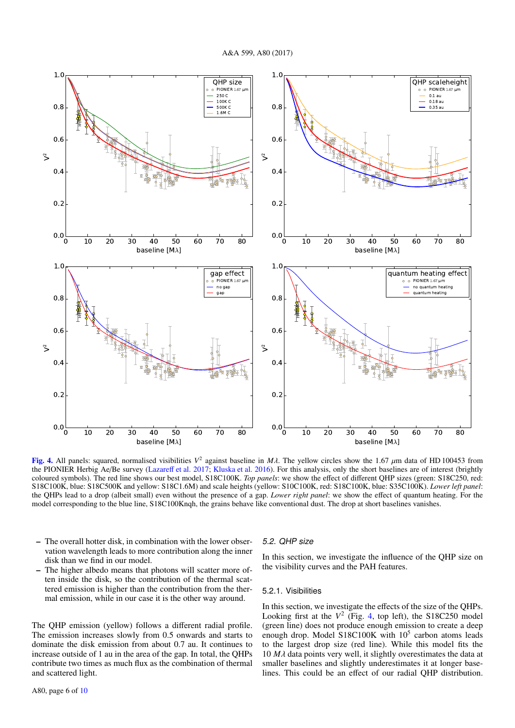**Fig. 4.** All panels: squared, normalised visibilities $V^2$ against baseline in $M\lambda$. The yellow circles show the 1.67 $\mu$m data of HD 100453 from the PIONIER Herbig Ae/Be survey (Lazareff et al. 2017; Kluska et al. 2016). For this analysis, only the short baselines are of interest (brightly coloured symbols). The red line shows our best model, S18C100K. *Top panels*: we show the effect of different QHP sizes (green: S18C250, red: S18C100K, blue: S18C500K and yellow: S18C1.6M) and scale heights (yellow: S10C100K, red: S18C100K, blue: S35C100K). *Lower left panel*: the QHPs lead to a drop (albeit small) even without the presence of a gap. *Lower right panel*: we show the effect of quantum heating. For the model corresponding to the blue line, S18C100Knqh, the grains behave like conventional dust. The drop at short baselines vanishes.

– The overall hotter disk, in combination with the lower observation wavelength leads to more contribution along the inner disk than we find in our model.
– The higher albedo means that photons will scatter more often inside the disk, so the contribution of the thermal scattered emission is higher than the contribution from the thermal emission, while in our case it is the other way around.

The QHP emission (yellow) follows a different radial profile. The emission increases slowly from 0.5 onwards and starts to dominate the disk emission from about 0.7 au. It continues to increase outside of 1 au in the area of the gap. In total, the QHPs contribute two times as much flux as the combination of thermal and scattered light.

## 5.2. QHP size

In this section, we investigate the influence of the QHP size on the visibility curves and the PAH features.

### 5.2.1. Visibilities

In this section, we investigate the effects of the size of the QHPs. Looking first at the $V^2$ (Fig. 4, top left), the S18C250 model (green line) does not produce enough emission to create a deep enough drop. Model S18C100K with $10^5$ carbon atoms leads to the largest drop size (red line). While this model fits the 10 $M\lambda$ data points very well, it slightly overestimates the data at smaller baselines and slightly underestimates it at longer baselines. This could be an effect of our radial QHP distribution.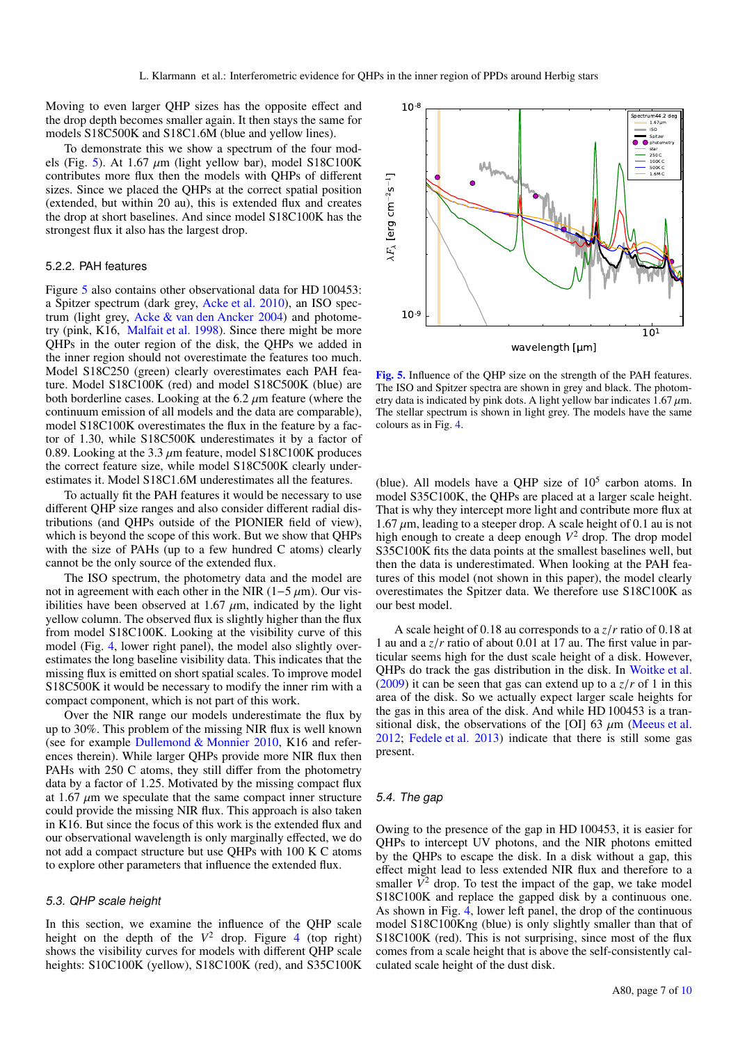Moving to even larger QHP sizes has the opposite effect and the drop depth becomes smaller again. It then stays the same for models S18C500K and S18C1.6M (blue and yellow lines).

To demonstrate this we show a spectrum of the four models (Fig. 5). At 1.67 $\mu$m (light yellow bar), model S18C100K contributes more flux then the models with QHPs of different sizes. Since we placed the QHPs at the correct spatial position (extended, but within 20 au), this is extended flux and creates the drop at short baselines. And since model S18C100K has the strongest flux it also has the largest drop.

#### 5.2.2. PAH features

Figure 5 also contains other observational data for HD 100453: a Spitzer spectrum (dark grey, Acke et al. 2010), an ISO spectrum (light grey, Acke & van den Ancker 2004) and photometry (pink, K16, Malfait et al. 1998). Since there might be more QHPs in the outer region of the disk, the QHPs we added in the inner region should not overestimate the features too much. Model S18C250 (green) clearly overestimates each PAH feature. Model S18C100K (red) and model S18C500K (blue) are both borderline cases. Looking at the 6.2 $\mu$m feature (where the continuum emission of all models and the data are comparable), model S18C100K overestimates the flux in the feature by a factor of 1.30, while S18C500K underestimates it by a factor of 0.89. Looking at the 3.3 $\mu$m feature, model S18C100K produces the correct feature size, while model S18C500K clearly underestimates it. Model S18C1.6M underestimates all the features.

To actually fit the PAH features it would be necessary to use different QHP size ranges and also consider different radial distributions (and QHPs outside of the PIONIER field of view), which is beyond the scope of this work. But we show that QHPs with the size of PAHs (up to a few hundred C atoms) clearly cannot be the only source of the extended flux.

The ISO spectrum, the photometry data and the model are not in agreement with each other in the NIR (1−5 $\mu$m). Our visibilities have been observed at 1.67 $\mu$m, indicated by the light yellow column. The observed flux is slightly higher than the flux from model S18C100K. Looking at the visibility curve of this model (Fig. 4, lower right panel), the model also slightly overestimates the long baseline visibility data. This indicates that the missing flux is emitted on short spatial scales. To improve model S18C500K it would be necessary to modify the inner rim with a compact component, which is not part of this work.

Over the NIR range our models underestimate the flux by up to 30%. This problem of the missing NIR flux is well known (see for example Dullemond & Monnier 2010, K16 and references therein). While larger QHPs provide more NIR flux then PAHs with 250 C atoms, they still differ from the photometry data by a factor of 1.25. Motivated by the missing compact flux at 1.67 $\mu$m we speculate that the same compact inner structure could provide the missing NIR flux. This approach is also taken in K16. But since the focus of this work is the extended flux and our observational wavelength is only marginally effected, we do not add a compact structure but use QHPs with 100 K C atoms to explore other parameters that influence the extended flux.

### 5.3. QHP scale height

In this section, we examine the influence of the QHP scale height on the depth of the $V^2$ drop. Figure 4 (top right) shows the visibility curves for models with different QHP scale heights: S10C100K (yellow), S18C100K (red), and S35C100K (blue). All models have a QHP size of $10^5$ carbon atoms. In model S35C100K, the QHPs are placed at a larger scale height. That is why they intercept more light and contribute more flux at 1.67 $\mu$m, leading to a steeper drop. A scale height of 0.1 au is not high enough to create a deep enough $V^2$ drop. The drop model S35C100K fits the data points at the smallest baselines well, but then the data is underestimated. When looking at the PAH features of this model (not shown in this paper), the model clearly overestimates the Spitzer data. We therefore use S18C100K as our best model.

Fig. 5. Influence of the QHP size on the strength of the PAH features. The ISO and Spitzer spectra are shown in grey and black. The photometry data is indicated by pink dots. A light yellow bar indicates 1.67 $\mu$m. The stellar spectrum is shown in light grey. The models have the same colours as in Fig. 4.

A scale height of 0.18 au corresponds to a $z/r$ ratio of 0.18 at 1 au and a $z/r$ ratio of about 0.01 at 17 au. The first value in particular seems high for the dust scale height of a disk. However, QHPs do track the gas distribution in the disk. In Woitke et al. (2009) it can be seen that gas can extend up to a $z/r$ of 1 in this area of the disk. So we actually expect larger scale heights for the gas in this area of the disk. And while HD 100453 is a transitional disk, the observations of the [OI] 63 $\mu$m (Meeus et al. 2012; Fedele et al. 2013) indicate that there is still some gas present.

### 5.4. The gap

Owing to the presence of the gap in HD 100453, it is easier for QHPs to intercept UV photons, and the NIR photons emitted by the QHPs to escape the disk. In a disk without a gap, this effect might lead to less extended NIR flux and therefore to a smaller $V^2$ drop. To test the impact of the gap, we take model S18C100K and replace the gapped disk by a continuous one. As shown in Fig. 4, lower left panel, the drop of the continuous model S18C100Kng (blue) is only slightly smaller than that of S18C100K (red). This is not surprising, since most of the flux comes from a scale height that is above the self-consistently calculated scale height of the dust disk.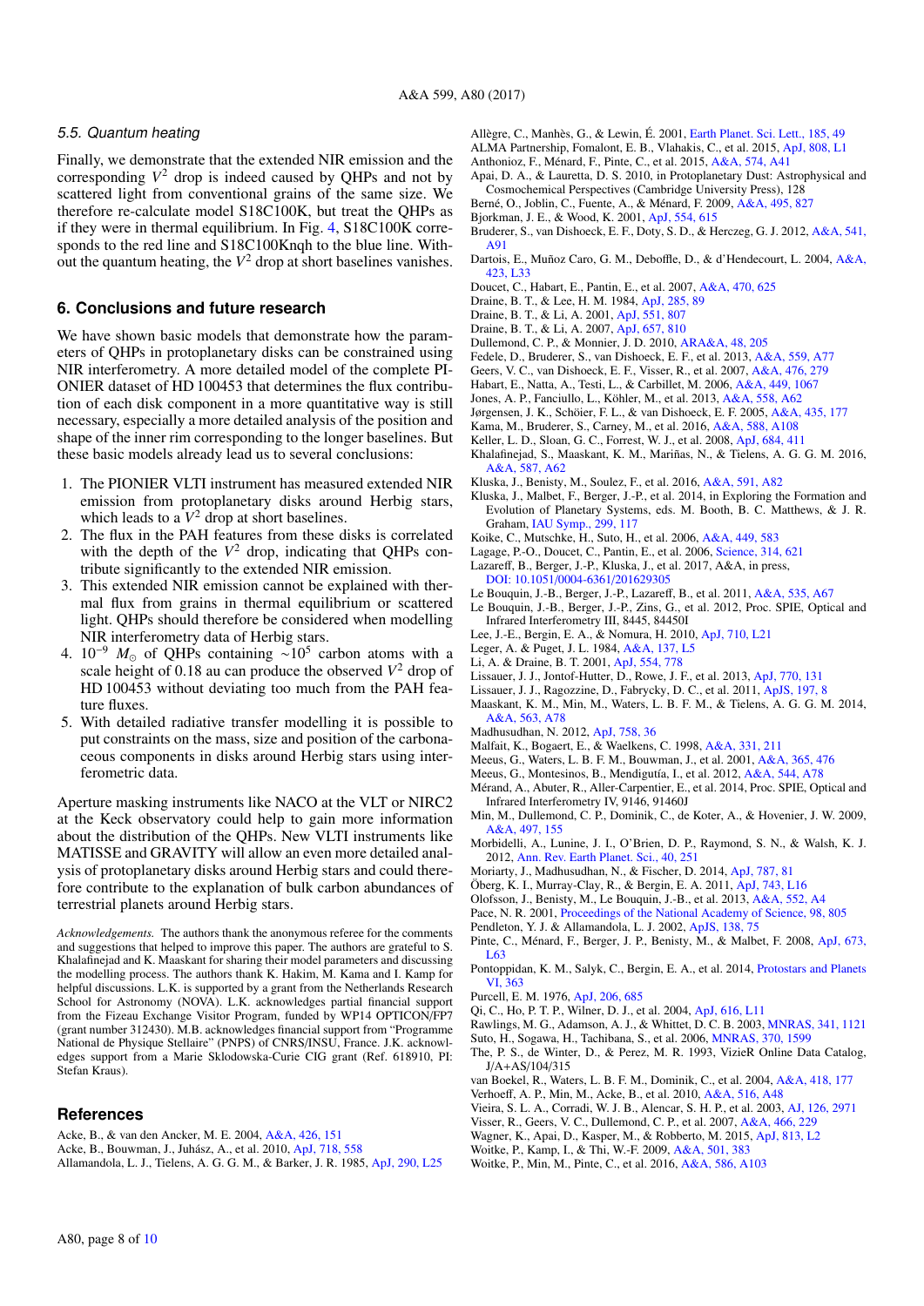### 5.5. Quantum heating

Finally, we demonstrate that the extended NIR emission and the corresponding $V^2$ drop is indeed caused by QHPs and not by scattered light from conventional grains of the same size. We therefore re-calculate model S18C100K, but treat the QHPs as if they were in thermal equilibrium. In Fig. 4, S18C100K corresponds to the red line and S18C100Knqh to the blue line. Without the quantum heating, the $V^2$ drop at short baselines vanishes.

## 6. Conclusions and future research

We have shown basic models that demonstrate how the parameters of QHPs in protoplanetary disks can be constrained using NIR interferometry. A more detailed model of the complete PIONIER dataset of HD 100453 that determines the flux contribution of each disk component in a more quantitative way is still necessary, especially a more detailed analysis of the position and shape of the inner rim corresponding to the longer baselines. But these basic models already lead us to several conclusions:

1. The PIONIER VLTI instrument has measured extended NIR emission from protoplanetary disks around Herbig stars, which leads to a $V^2$ drop at short baselines.
2. The flux in the PAH features from these disks is correlated with the depth of the $V^2$ drop, indicating that QHPs contribute significantly to the extended NIR emission.
3. This extended NIR emission cannot be explained with thermal flux from grains in thermal equilibrium or scattered light. QHPs should therefore be considered when modelling NIR interferometry data of Herbig stars.
4. $10^{-9}$ $M_{\odot}$ of QHPs containing $\sim 10^5$ carbon atoms with a scale height of 0.18 au can produce the observed $V^2$ drop of HD 100453 without deviating too much from the PAH feature fluxes.
5. With detailed radiative transfer modelling it is possible to put constraints on the mass, size and position of the carbonaceous components in disks around Herbig stars using interferometric data.

Aperture masking instruments like NACO at the VLT or NIRC2 at the Keck observatory could help to gain more information about the distribution of the QHPs. New VLTI instruments like MATISSE and GRAVITY will allow an even more detailed analysis of protoplanetary disks around Herbig stars and could therefore contribute to the explanation of bulk carbon abundances of terrestrial planets around Herbig stars.

*Acknowledgements.* The authors thank the anonymous referee for the comments and suggestions that helped to improve this paper. The authors are grateful to S. Khalafinejad and K. Maaskant for sharing their model parameters and discussing the modelling process. The authors thank K. Hakim, M. Kama and I. Kamp for helpful discussions. L.K. is supported by a grant from the Netherlands Research School for Astronomy (NOVA). L.K. acknowledges partial financial support from the Fizeau Exchange Visitor Program, funded by WP14 OPTICON/FP7 (grant number 312430). M.B. acknowledges financial support from "Programme National de Physique Stellaire" (PNPS) of CNRS/INSU, France. J.K. acknowledges support from a Marie Sklodowska-Curie CIG grant (Ref. 618910, PI: Stefan Kraus).

## References

Acke, B., & van den Ancker, M. E. 2004, A&A, 426, 151
Acke, B., Bouwman, J., Juhász, A., et al. 2010, ApJ, 718, 558
Allamandola, L. J., Tielens, A. G. G. M., & Barker, J. R. 1985, ApJ, 290, L25
Allègre, C., Manhès, G., & Lewin, É. 2001, Earth Planet. Sci. Lett., 185, 49
ALMA Partnership, Fomalont, E. B., Vlahakis, C., et al. 2015, ApJ, 808, L1
Anthonioz, F., Ménard, F., Pinte, C., et al. 2015, A&A, 574, A41
Apai, D. A., & Lauretta, D. S. 2010, in Protoplanetary Dust: Astrophysical and Cosmochemical Perspectives (Cambridge University Press), 128
Berné, O., Joblin, C., Fuente, A., & Ménard, F. 2009, A&A, 495, 827
Bjorkman, J. E., & Wood, K. 2001, ApJ, 554, 615
Bruderer, S., van Dishoeck, E. F., Doty, S. D., & Herczeg, G. J. 2012, A&A, 541, A91
Dartois, E., Muñoz Caro, G. M., Deboffle, D., & d'Hendecourt, L. 2004, A&A, 423, L33
Doucet, C., Habart, E., Pantin, E., et al. 2007, A&A, 470, 625
Draine, B. T., & Lee, H. M. 1984, ApJ, 285, 89
Draine, B. T., & Li, A. 2001, ApJ, 551, 807
Draine, B. T., & Li, A. 2007, ApJ, 657, 810
Dullemond, C. P., & Monnier, J. D. 2010, ARA&A, 48, 205
Fedele, D., Bruderer, S., van Dishoeck, E. F., et al. 2013, A&A, 559, A77
Geers, V. C., van Dishoeck, E. F., Visser, R., et al. 2007, A&A, 476, 279
Habart, E., Natta, A., Testi, L., & Carbillet, M. 2006, A&A, 449, 1067
Jones, A. P., Fanciullo, L., Köhler, M., et al. 2013, A&A, 558, A62
Jørgensen, J. K., Schöier, F. L., & van Dishoeck, E. F. 2005, A&A, 435, 177
Kama, M., Bruderer, S., Carney, M., et al. 2016, A&A, 588, A108
Keller, L. D., Sloan, G. C., Forrest, W. J., et al. 2008, ApJ, 684, 411
Khalafinejad, S., Maaskant, K. M., Mariñas, N., & Tielens, A. G. G. M. 2016, A&A, 587, A62
Kluska, J., Benisty, M., Soulez, F., et al. 2016, A&A, 591, A82
Kluska, J., Malbet, F., Berger, J.-P., et al. 2014, in Exploring the Formation and Evolution of Planetary Systems, eds. M. Booth, B. C. Matthews, & J. R. Graham, IAU Symp., 299, 117
Koike, C., Mutschke, H., Suto, H., et al. 2006, A&A, 449, 583
Lagage, P.-O., Doucet, C., Pantin, E., et al. 2006, Science, 314, 621
Lazareff, B., Berger, J.-P., Kluska, J., et al. 2017, A&A, in press, DOI: 10.1051/0004-6361/201629305
Le Bouquin, J.-B., Berger, J.-P., Lazareff, B., et al. 2011, A&A, 535, A67
Le Bouquin, J.-B., Berger, J.-P., Zins, G., et al. 2012, Proc. SPIE, Optical and Infrared Interferometry III, 8445, 84450I
Lee, J.-E., Bergin, E. A., & Nomura, H. 2010, ApJ, 710, L21
Leger, A. & Puget, J. L. 1984, A&A, 137, L5
Li, A. & Draine, B. T. 2001, ApJ, 554, 778
Lissauer, J. J., Jontof-Hutter, D., Rowe, J. F., et al. 2013, ApJ, 770, 131
Lissauer, J. J., Ragozzine, D., Fabrycky, D. C., et al. 2011, ApJS, 197, 8
Maaskant, K. M., Min, M., Waters, L. B. F. M., & Tielens, A. G. G. M. 2014, A&A, 563, A78
Madhusudhan, N. 2012, ApJ, 758, 36
Malfait, K., Bogaert, E., & Waelkens, C. 1998, A&A, 331, 211
Meeus, G., Waters, L. B. F. M., Bouwman, J., et al. 2001, A&A, 365, 476
Meeus, G., Montesinos, B., Mendigutía, I., et al. 2012, A&A, 544, A78
Mérand, A., Abuter, R., Aller-Carpentier, E., et al. 2014, Proc. SPIE, Optical and Infrared Interferometry IV, 9146, 91460J
Min, M., Dullemond, C. P., Dominik, C., de Koter, A., & Hovenier, J. W. 2009, A&A, 497, 155
Morbidelli, A., Lunine, J. I., O'Brien, D. P., Raymond, S. N., & Walsh, K. J. 2012, Ann. Rev. Earth Planet. Sci., 40, 251
Moriarty, J., Madhusudhan, N., & Fischer, D. 2014, ApJ, 787, 81
Öberg, K. I., Murray-Clay, R., & Bergin, E. A. 2011, ApJ, 743, L16
Olofsson, J., Benisty, M., Le Bouquin, J.-B., et al. 2013, A&A, 552, A4
Pace, N. R. 2001, Proceedings of the National Academy of Science, 98, 805
Pendleton, Y. J. & Allamandola, L. J. 2002, ApJS, 138, 75
Pinte, C., Ménard, F., Berger, J. P., Benisty, M., & Malbet, F. 2008, ApJ, 673, L63
Pontoppidan, K. M., Salyk, C., Bergin, E. A., et al. 2014, Protostars and Planets VI, 363
Purcell, E. M. 1976, ApJ, 206, 685
Qi, C., Ho, P. T. P., Wilner, D. J., et al. 2004, ApJ, 616, L11
Rawlings, M. G., Adamson, A. J., & Whittet, D. C. B. 2003, MNRAS, 341, 1121
Suto, H., Sogawa, H., Tachibana, S., et al. 2006, MNRAS, 370, 1599
The, P. S., de Winter, D., & Perez, M. R. 1993, VizieR Online Data Catalog, J/A+AS/104/315
van Boekel, R., Waters, L. B. F. M., Dominik, C., et al. 2004, A&A, 418, 177
Verhoeff, A. P., Min, M., Acke, B., et al. 2010, A&A, 516, A48
Vieira, S. L. A., Corradi, W. J. B., Alencar, S. H. P., et al. 2003, AJ, 126, 2971
Visser, R., Geers, V. C., Dullemond, C. P., et al. 2007, A&A, 466, 229
Wagner, K., Apai, D., Kasper, M., & Robberto, M. 2015, ApJ, 813, L2
Woitke, P., Kamp, I., & Thi, W.-F. 2009, A&A, 501, 383
Woitke, P., Min, M., Pinte, C., et al. 2016, A&A, 586, A103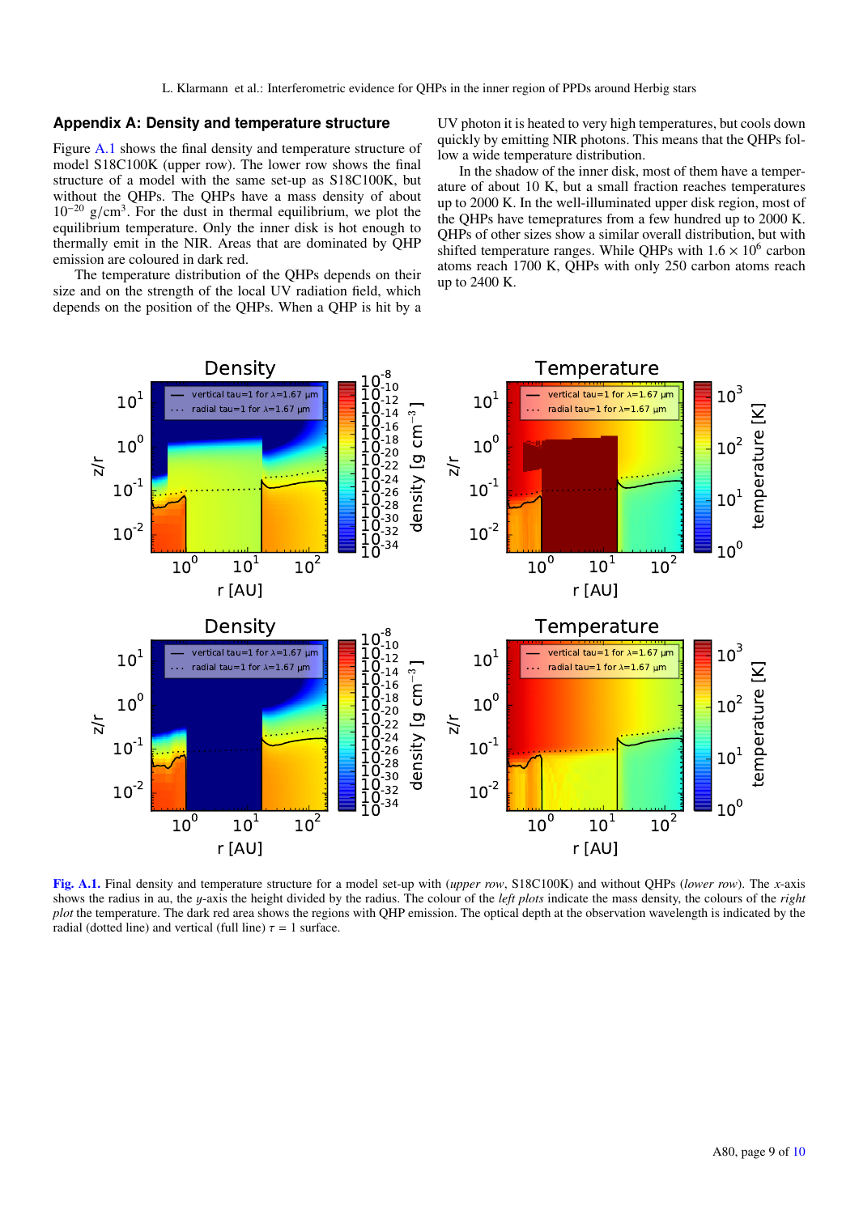## Appendix A: Density and temperature structure

Figure A.1 shows the final density and temperature structure of model S18C100K (upper row). The lower row shows the final structure of a model with the same set-up as S18C100K, but without the QHPs. The QHPs have a mass density of about $10^{-20}$ g/cm$^3$. For the dust in thermal equilibrium, we plot the equilibrium temperature. Only the inner disk is hot enough to thermally emit in the NIR. Areas that are dominated by QHP emission are coloured in dark red.

The temperature distribution of the QHPs depends on their size and on the strength of the local UV radiation field, which depends on the position of the QHPs. When a QHP is hit by a UV photon it is heated to very high temperatures, but cools down quickly by emitting NIR photons. This means that the QHPs follow a wide temperature distribution.

In the shadow of the inner disk, most of them have a temperature of about 10 K, but a small fraction reaches temperatures up to 2000 K. In the well-illuminated upper disk region, most of the QHPs have temeprature from a few hundred up to 2000 K. QHPs of other sizes show a similar overall distribution, but with shifted temperature ranges. While QHPs with $1.6 \times 10^6$ carbon atoms reach 1700 K, QHPs with only 250 carbon atoms reach up to 2400 K.

**Fig. A.1.** Final density and temperature structure for a model set-up with (*upper row*, S18C100K) and without QHPs (*lower row*). The $x$-axis shows the radius in au, the $y$-axis the height divided by the radius. The colour of the *left plots* indicate the mass density, the colours of the *right plot* the temperature. The dark red area shows the regions with QHP emission. The optical depth at the observation wavelength is indicated by the radial (dotted line) and vertical (full line) $\tau = 1$ surface.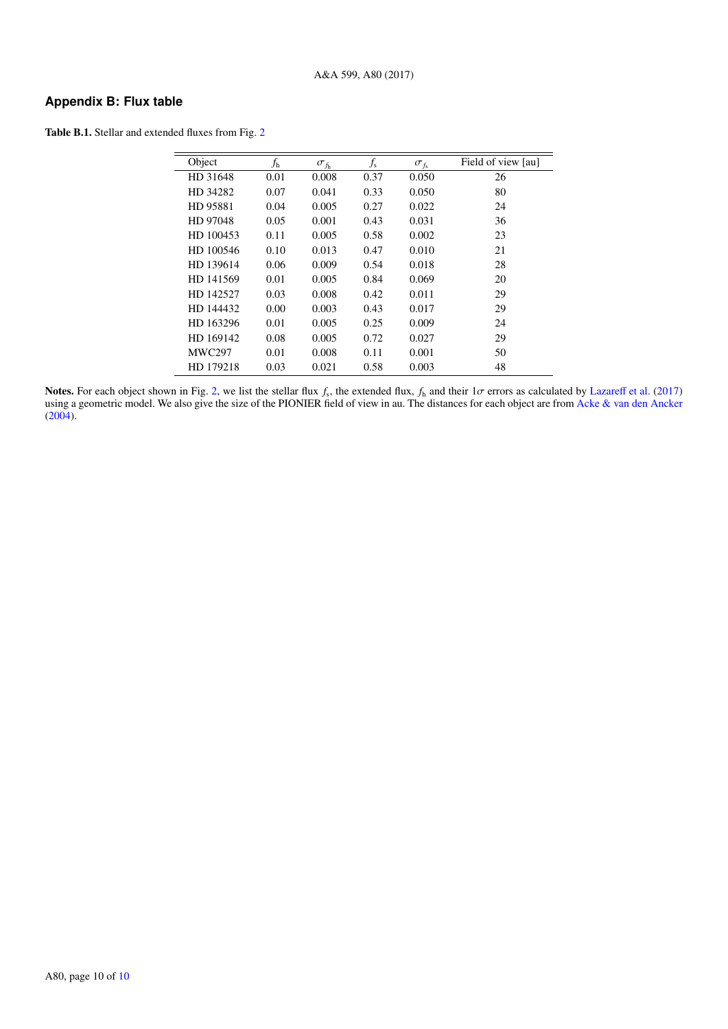## Appendix B: Flux table

**Table B.1.** Stellar and extended fluxes from Fig. 2

| Object | $f_h$ | $\sigma_{f_h}$ | $f_s$ | $\sigma_{f_s}$ | Field of view [au] |
|---|---|---|---|---|---|
| HD 31648 | 0.01 | 0.008 | 0.37 | 0.050 | 26 |
| HD 34282 | 0.07 | 0.041 | 0.33 | 0.050 | 80 |
| HD 95881 | 0.04 | 0.005 | 0.27 | 0.022 | 24 |
| HD 97048 | 0.05 | 0.001 | 0.43 | 0.031 | 36 |
| HD 100453 | 0.11 | 0.005 | 0.58 | 0.002 | 23 |
| HD 100546 | 0.10 | 0.013 | 0.47 | 0.010 | 21 |
| HD 139614 | 0.06 | 0.009 | 0.54 | 0.018 | 28 |
| HD 141569 | 0.01 | 0.005 | 0.84 | 0.069 | 20 |
| HD 142527 | 0.03 | 0.008 | 0.42 | 0.011 | 29 |
| HD 144432 | 0.00 | 0.003 | 0.43 | 0.017 | 29 |
| HD 163296 | 0.01 | 0.005 | 0.25 | 0.009 | 24 |
| HD 169142 | 0.08 | 0.005 | 0.72 | 0.027 | 29 |
| MWC297 | 0.01 | 0.008 | 0.11 | 0.001 | 50 |
| HD 179218 | 0.03 | 0.021 | 0.58 | 0.003 | 48 |

**Notes.** For each object shown in Fig. 2, we list the stellar flux $f_s$, the extended flux, $f_h$ and their $1\sigma$ errors as calculated by Lazareff et al. (2017) using a geometric model. We also give the size of the PIONIER field of view in au. The distances for each object are from Acke & van den Ancker (2004).